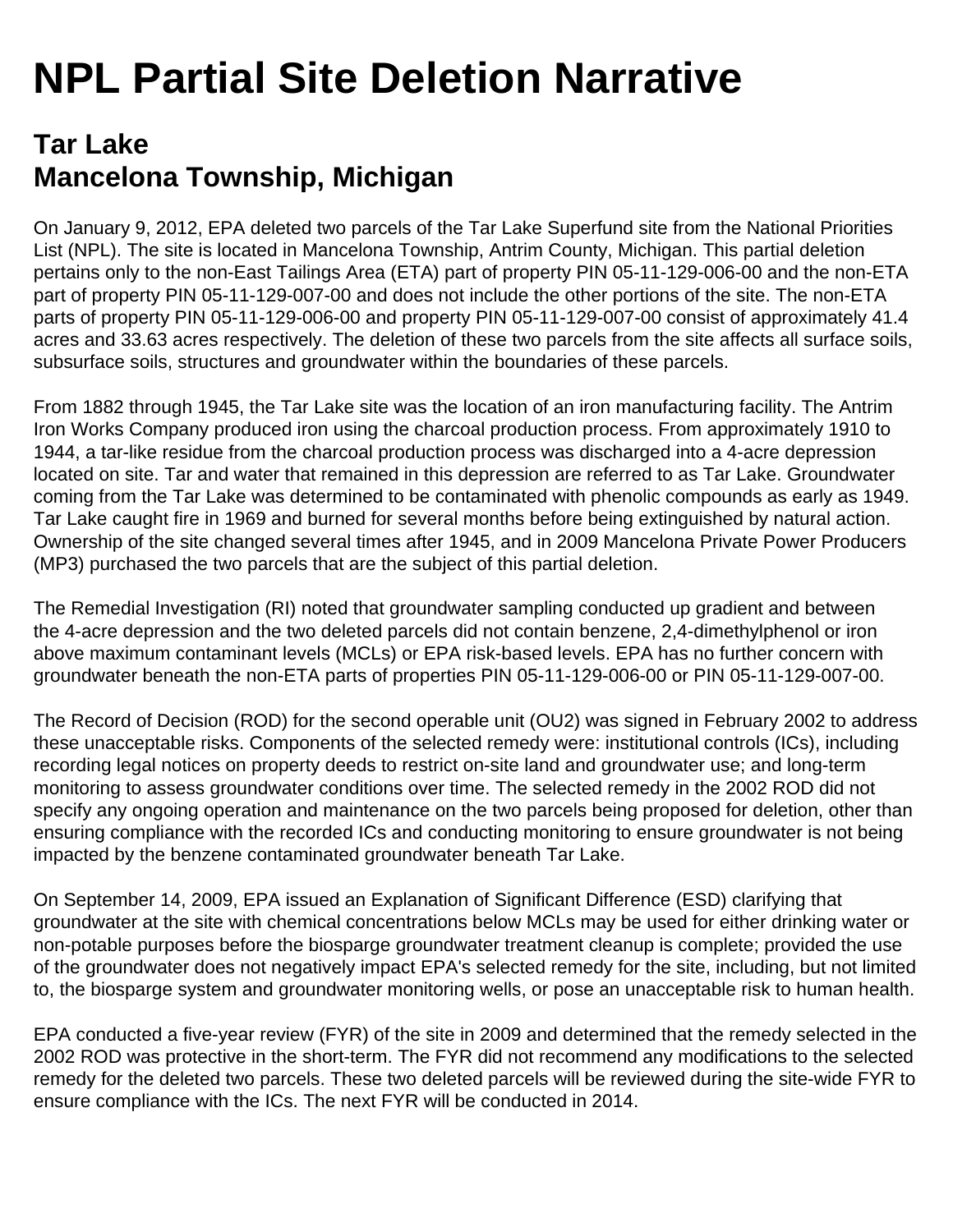# NPL Partial Site Deletion Narrative

## Tar Lake
## Mancelona Township, Michigan

On January 9, 2012, EPA deleted two parcels of the Tar Lake Superfund site from the National Priorities List (NPL). The site is located in Mancelona Township, Antrim County, Michigan. This partial deletion pertains only to the non-East Tailings Area (ETA) part of property PIN 05-11-129-006-00 and the non-ETA part of property PIN 05-11-129-007-00 and does not include the other portions of the site. The non-ETA parts of property PIN 05-11-129-006-00 and property PIN 05-11-129-007-00 consist of approximately 41.4 acres and 33.63 acres respectively. The deletion of these two parcels from the site affects all surface soils, subsurface soils, structures and groundwater within the boundaries of these parcels.

From 1882 through 1945, the Tar Lake site was the location of an iron manufacturing facility. The Antrim Iron Works Company produced iron using the charcoal production process. From approximately 1910 to 1944, a tar-like residue from the charcoal production process was discharged into a 4-acre depression located on site. Tar and water that remained in this depression are referred to as Tar Lake. Groundwater coming from the Tar Lake was determined to be contaminated with phenolic compounds as early as 1949. Tar Lake caught fire in 1969 and burned for several months before being extinguished by natural action. Ownership of the site changed several times after 1945, and in 2009 Mancelona Private Power Producers (MP3) purchased the two parcels that are the subject of this partial deletion.

The Remedial Investigation (RI) noted that groundwater sampling conducted up gradient and between the 4-acre depression and the two deleted parcels did not contain benzene, 2,4-dimethylphenol or iron above maximum contaminant levels (MCLs) or EPA risk-based levels. EPA has no further concern with groundwater beneath the non-ETA parts of properties PIN 05-11-129-006-00 or PIN 05-11-129-007-00.

The Record of Decision (ROD) for the second operable unit (OU2) was signed in February 2002 to address these unacceptable risks. Components of the selected remedy were: institutional controls (ICs), including recording legal notices on property deeds to restrict on-site land and groundwater use; and long-term monitoring to assess groundwater conditions over time. The selected remedy in the 2002 ROD did not specify any ongoing operation and maintenance on the two parcels being proposed for deletion, other than ensuring compliance with the recorded ICs and conducting monitoring to ensure groundwater is not being impacted by the benzene contaminated groundwater beneath Tar Lake.

On September 14, 2009, EPA issued an Explanation of Significant Difference (ESD) clarifying that groundwater at the site with chemical concentrations below MCLs may be used for either drinking water or non-potable purposes before the biosparge groundwater treatment cleanup is complete; provided the use of the groundwater does not negatively impact EPA's selected remedy for the site, including, but not limited to, the biosparge system and groundwater monitoring wells, or pose an unacceptable risk to human health.

EPA conducted a five-year review (FYR) of the site in 2009 and determined that the remedy selected in the 2002 ROD was protective in the short-term. The FYR did not recommend any modifications to the selected remedy for the deleted two parcels. These two deleted parcels will be reviewed during the site-wide FYR to ensure compliance with the ICs. The next FYR will be conducted in 2014.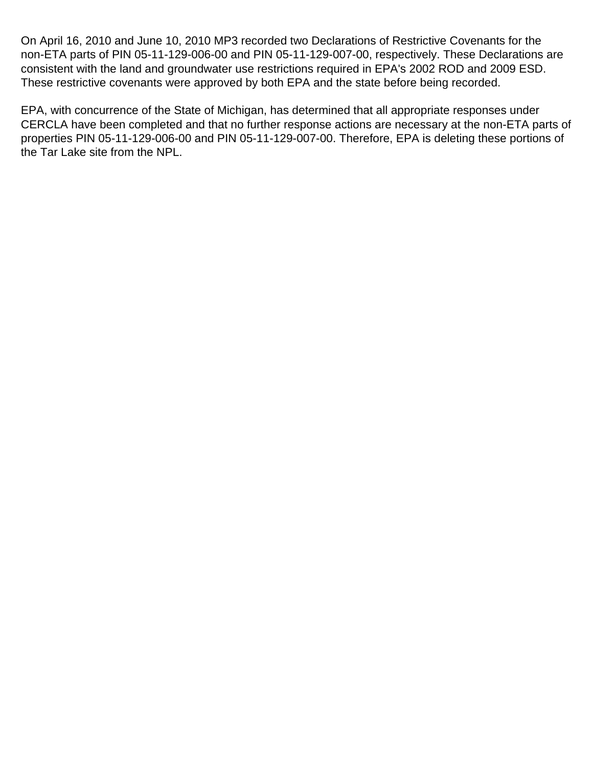On April 16, 2010 and June 10, 2010 MP3 recorded two Declarations of Restrictive Covenants for the non-ETA parts of PIN 05-11-129-006-00 and PIN 05-11-129-007-00, respectively. These Declarations are consistent with the land and groundwater use restrictions required in EPA's 2002 ROD and 2009 ESD. These restrictive covenants were approved by both EPA and the state before being recorded.

EPA, with concurrence of the State of Michigan, has determined that all appropriate responses under CERCLA have been completed and that no further response actions are necessary at the non-ETA parts of properties PIN 05-11-129-006-00 and PIN 05-11-129-007-00. Therefore, EPA is deleting these portions of the Tar Lake site from the NPL.